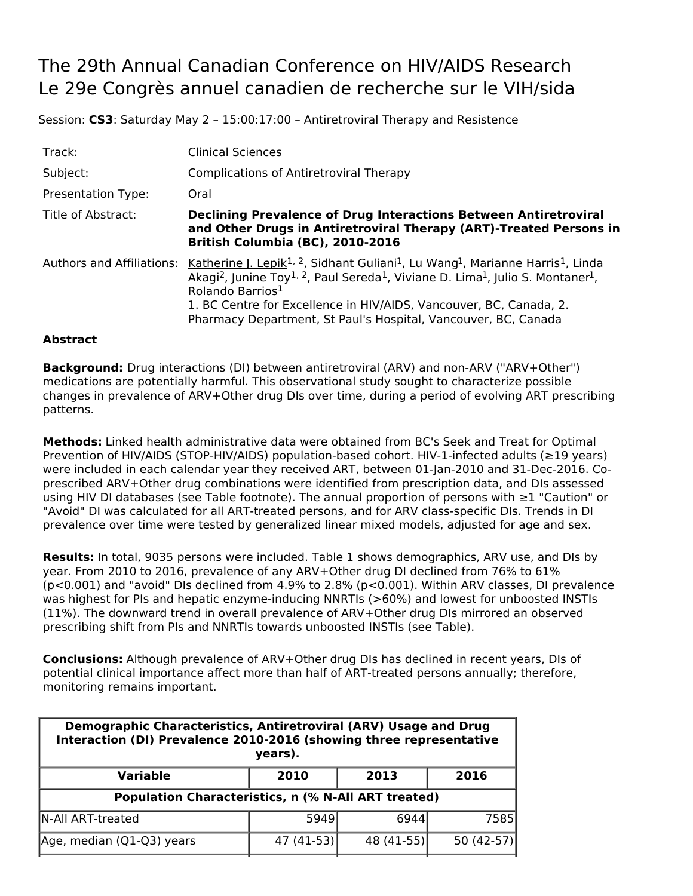# The 29th Annual Canadian Conference on HIV/AIDS Research
# Le 29e Congrès annuel canadien de recherche sur le VIH/sida

Session: **CS3**: Saturday May 2 – 15:00:17:00 – Antiretroviral Therapy and Resistence

| | |
|---|---|
| Track: | Clinical Sciences |
| Subject: | Complications of Antiretroviral Therapy |
| Presentation Type: | Oral |
| Title of Abstract: | **Declining Prevalence of Drug Interactions Between Antiretroviral and Other Drugs in Antiretroviral Therapy (ART)-Treated Persons in British Columbia (BC), 2010-2016** |
| Authors and Affiliations: | Katherine J. Lepik[1, 2], Sidhant Guliani[1], Lu Wang[1], Marianne Harris[1], Linda Akagi[2], Junine Toy[1, 2], Paul Sereda[1], Viviane D. Lima[1], Julio S. Montaner[1], Rolando Barrios[1]<br>1. BC Centre for Excellence in HIV/AIDS, Vancouver, BC, Canada, 2. Pharmacy Department, St Paul's Hospital, Vancouver, BC, Canada |

**Abstract**

**Background:** Drug interactions (DI) between antiretroviral (ARV) and non-ARV ("ARV+Other") medications are potentially harmful. This observational study sought to characterize possible changes in prevalence of ARV+Other drug DIs over time, during a period of evolving ART prescribing patterns.

**Methods:** Linked health administrative data were obtained from BC's Seek and Treat for Optimal Prevention of HIV/AIDS (STOP-HIV/AIDS) population-based cohort. HIV-1-infected adults (≥19 years) were included in each calendar year they received ART, between 01-Jan-2010 and 31-Dec-2016. Co-prescribed ARV+Other drug combinations were identified from prescription data, and DIs assessed using HIV DI databases (see Table footnote). The annual proportion of persons with ≥1 "Caution" or "Avoid" DI was calculated for all ART-treated persons, and for ARV class-specific DIs. Trends in DI prevalence over time were tested by generalized linear mixed models, adjusted for age and sex.

**Results:** In total, 9035 persons were included. Table 1 shows demographics, ARV use, and DIs by year. From 2010 to 2016, prevalence of any ARV+Other drug DI declined from 76% to 61% ($p<0.001$) and "avoid" DIs declined from 4.9% to 2.8% ($p<0.001$). Within ARV classes, DI prevalence was highest for PIs and hepatic enzyme-inducing NNRTIs (>60%) and lowest for unboosted INSTIs (11%). The downward trend in overall prevalence of ARV+Other drug DIs mirrored an observed prescribing shift from PIs and NNRTIs towards unboosted INSTIs (see Table).

**Conclusions:** Although prevalence of ARV+Other drug DIs has declined in recent years, DIs of potential clinical importance affect more than half of ART-treated persons annually; therefore, monitoring remains important.

| Demographic Characteristics, Antiretroviral (ARV) Usage and Drug Interaction (DI) Prevalence 2010-2016 (showing three representative years). | | | |
|---|---|---|---|
| **Variable** | **2010** | **2013** | **2016** |
| **Population Characteristics, n (% N-All ART treated)** | | | |
| N-All ART-treated | 5949 | 6944 | 7585 |
| Age, median (Q1-Q3) years | 47 (41-53) | 48 (41-55) | 50 (42-57) |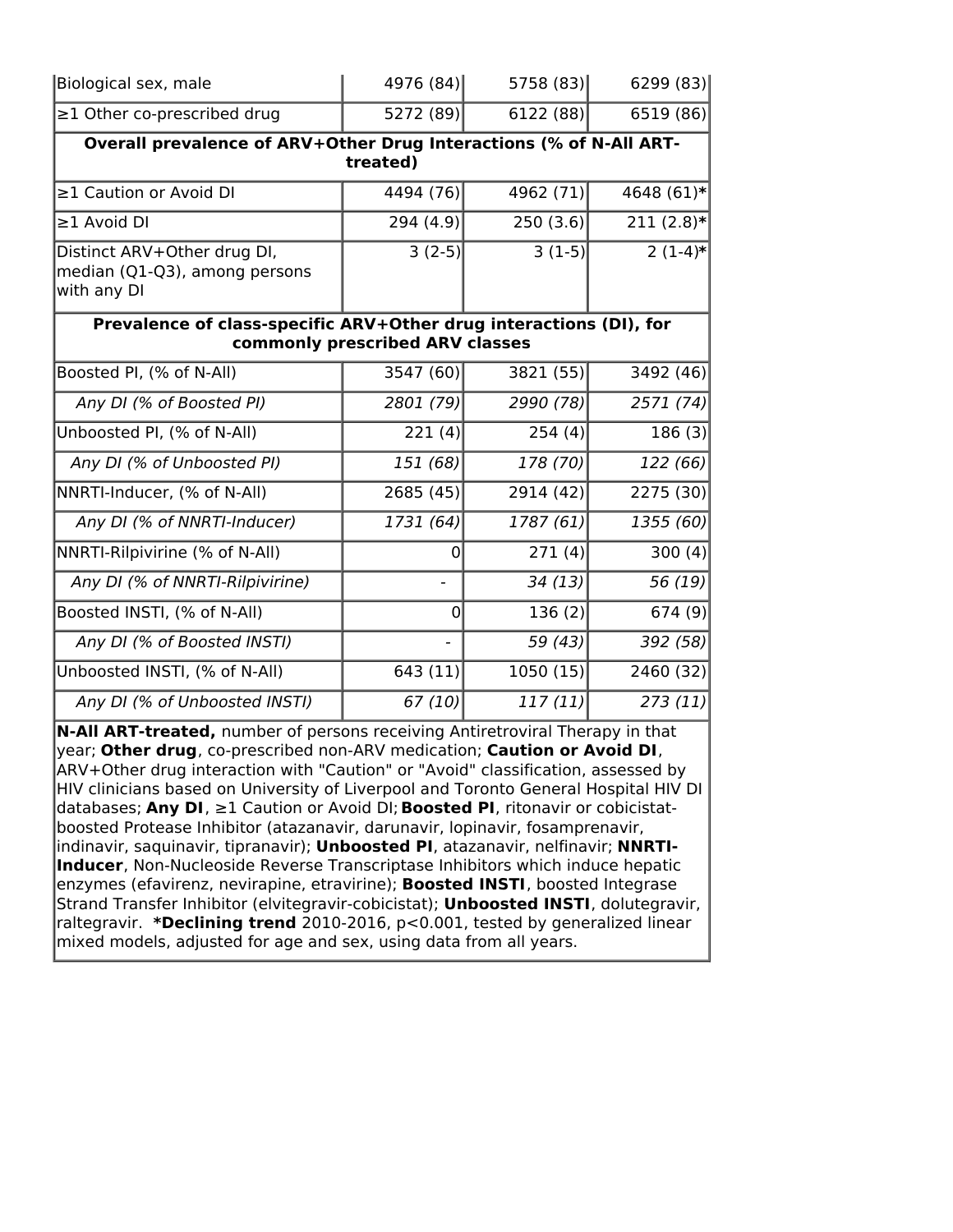| | | | |
|---|---|---|---|
| Biological sex, male | 4976 (84) | 5758 (83) | 6299 (83) |
| ≥1 Other co-prescribed drug | 5272 (89) | 6122 (88) | 6519 (86) |
| **Overall prevalence of ARV+Other Drug Interactions (% of N-All ART-treated)** | | | |
| ≥1 Caution or Avoid DI | 4494 (76) | 4962 (71) | 4648 (61)* |
| ≥1 Avoid DI | 294 (4.9) | 250 (3.6) | 211 (2.8)* |
| Distinct ARV+Other drug DI, median (Q1-Q3), among persons with any DI | 3 (2-5) | 3 (1-5) | 2 (1-4)* |
| **Prevalence of class-specific ARV+Other drug interactions (DI), for commonly prescribed ARV classes** | | | |
| Boosted PI, (% of N-All) | 3547 (60) | 3821 (55) | 3492 (46) |
| *Any DI (% of Boosted PI)* | *2801 (79)* | *2990 (78)* | *2571 (74)* |
| Unboosted PI, (% of N-All) | 221 (4) | 254 (4) | 186 (3) |
| *Any DI (% of Unboosted PI)* | *151 (68)* | *178 (70)* | *122 (66)* |
| NNRTI-Inducer, (% of N-All) | 2685 (45) | 2914 (42) | 2275 (30) |
| *Any DI (% of NNRTI-Inducer)* | *1731 (64)* | *1787 (61)* | *1355 (60)* |
| NNRTI-Rilpivirine (% of N-All) | 0 | 271 (4) | 300 (4) |
| *Any DI (% of NNRTI-Rilpivirine)* | - | *34 (13)* | *56 (19)* |
| Boosted INSTI, (% of N-All) | 0 | 136 (2) | 674 (9) |
| *Any DI (% of Boosted INSTI)* | - | *59 (43)* | *392 (58)* |
| Unboosted INSTI, (% of N-All) | 643 (11) | 1050 (15) | 2460 (32) |
| *Any DI (% of Unboosted INSTI)* | *67 (10)* | *117 (11)* | *273 (11)* |

**N-All ART-treated,** number of persons receiving Antiretroviral Therapy in that year; **Other drug**, co-prescribed non-ARV medication; **Caution or Avoid DI**, ARV+Other drug interaction with "Caution" or "Avoid" classification, assessed by HIV clinicians based on University of Liverpool and Toronto General Hospital HIV DI databases; **Any DI**, ≥1 Caution or Avoid DI; **Boosted PI**, ritonavir or cobicistat-boosted Protease Inhibitor (atazanavir, darunavir, lopinavir, fosamprenavir, indinavir, saquinavir, tipranavir); **Unboosted PI**, atazanavir, nelfinavir; **NNRTI-Inducer**, Non-Nucleoside Reverse Transcriptase Inhibitors which induce hepatic enzymes (efavirenz, nevirapine, etravirine); **Boosted INSTI**, boosted Integrase Strand Transfer Inhibitor (elvitegravir-cobicistat); **Unboosted INSTI**, dolutegravir, raltegravir. ***Declining trend** 2010-2016, $p<0.001$, tested by generalized linear mixed models, adjusted for age and sex, using data from all years.